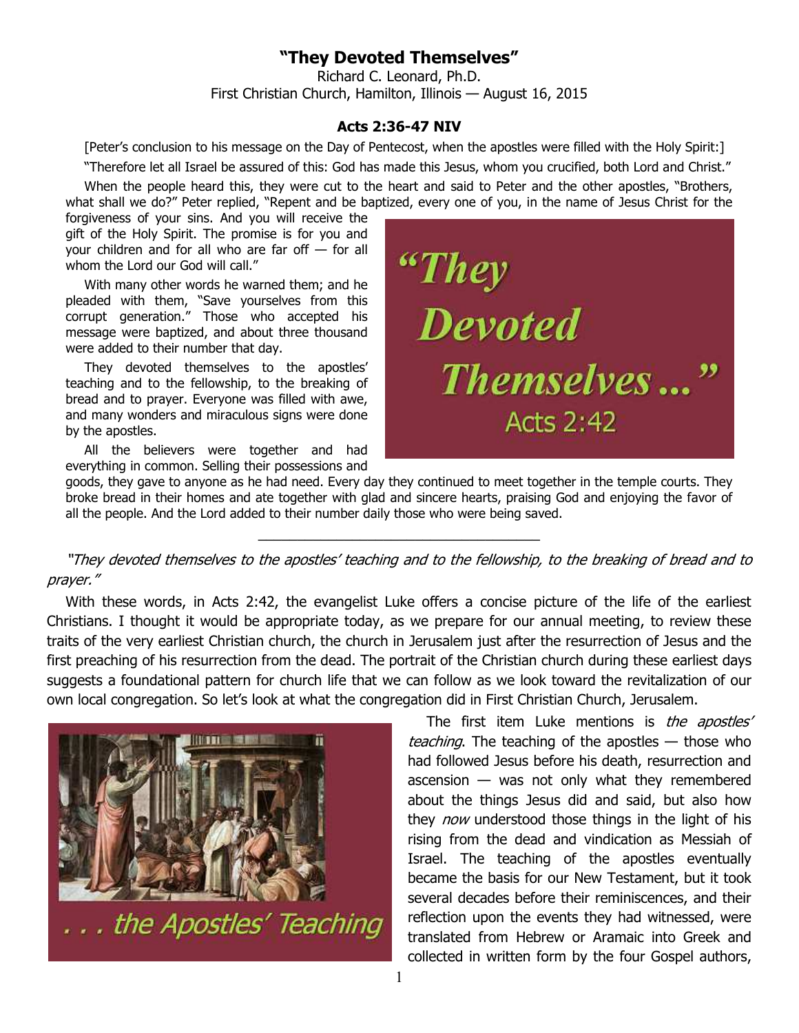# "They Devoted Themselves"

Richard C. Leonard, Ph.D.
First Christian Church, Hamilton, Illinois — August 16, 2015

### Acts 2:36-47 NIV

[Peter's conclusion to his message on the Day of Pentecost, when the apostles were filled with the Holy Spirit:]

"Therefore let all Israel be assured of this: God has made this Jesus, whom you crucified, both Lord and Christ."

When the people heard this, they were cut to the heart and said to Peter and the other apostles, "Brothers, what shall we do?" Peter replied, "Repent and be baptized, every one of you, in the name of Jesus Christ for the forgiveness of your sins. And you will receive the gift of the Holy Spirit. The promise is for you and your children and for all who are far off — for all whom the Lord our God will call."

With many other words he warned them; and he pleaded with them, "Save yourselves from this corrupt generation." Those who accepted his message were baptized, and about three thousand were added to their number that day.

They devoted themselves to the apostles' teaching and to the fellowship, to the breaking of bread and to prayer. Everyone was filled with awe, and many wonders and miraculous signs were done by the apostles.

All the believers were together and had everything in common. Selling their possessions and goods, they gave to anyone as he had need. Every day they continued to meet together in the temple courts. They broke bread in their homes and ate together with glad and sincere hearts, praising God and enjoying the favor of all the people. And the Lord added to their number daily those who were being saved.

"They Devoted Themselves ..." Acts 2:42

---

*"They devoted themselves to the apostles' teaching and to the fellowship, to the breaking of bread and to prayer."*

With these words, in Acts 2:42, the evangelist Luke offers a concise picture of the life of the earliest Christians. I thought it would be appropriate today, as we prepare for our annual meeting, to review these traits of the very earliest Christian church, the church in Jerusalem just after the resurrection of Jesus and the first preaching of his resurrection from the dead. The portrait of the Christian church during these earliest days suggests a foundational pattern for church life that we can follow as we look toward the revitalization of our own local congregation. So let's look at what the congregation did in First Christian Church, Jerusalem.

. . . the Apostles' Teaching

The first item Luke mentions is *the apostles' teaching*. The teaching of the apostles — those who had followed Jesus before his death, resurrection and ascension — was not only what they remembered about the things Jesus did and said, but also how they *now* understood those things in the light of his rising from the dead and vindication as Messiah of Israel. The teaching of the apostles eventually became the basis for our New Testament, but it took several decades before their reminiscences, and their reflection upon the events they had witnessed, were translated from Hebrew or Aramaic into Greek and collected in written form by the four Gospel authors,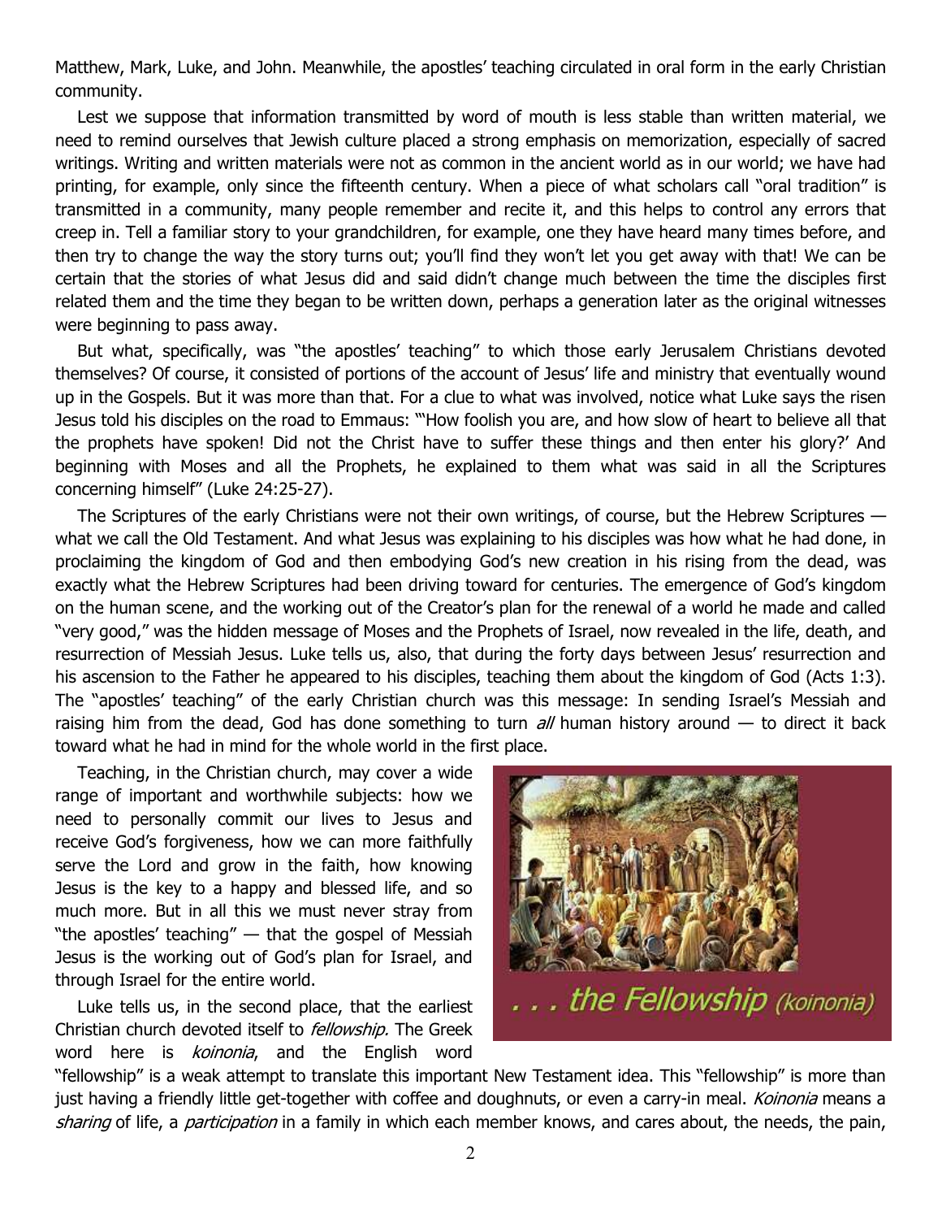Matthew, Mark, Luke, and John. Meanwhile, the apostles' teaching circulated in oral form in the early Christian community.

Lest we suppose that information transmitted by word of mouth is less stable than written material, we need to remind ourselves that Jewish culture placed a strong emphasis on memorization, especially of sacred writings. Writing and written materials were not as common in the ancient world as in our world; we have had printing, for example, only since the fifteenth century. When a piece of what scholars call "oral tradition" is transmitted in a community, many people remember and recite it, and this helps to control any errors that creep in. Tell a familiar story to your grandchildren, for example, one they have heard many times before, and then try to change the way the story turns out; you'll find they won't let you get away with that! We can be certain that the stories of what Jesus did and said didn't change much between the time the disciples first related them and the time they began to be written down, perhaps a generation later as the original witnesses were beginning to pass away.

But what, specifically, was "the apostles' teaching" to which those early Jerusalem Christians devoted themselves? Of course, it consisted of portions of the account of Jesus' life and ministry that eventually wound up in the Gospels. But it was more than that. For a clue to what was involved, notice what Luke says the risen Jesus told his disciples on the road to Emmaus: "'How foolish you are, and how slow of heart to believe all that the prophets have spoken! Did not the Christ have to suffer these things and then enter his glory?' And beginning with Moses and all the Prophets, he explained to them what was said in all the Scriptures concerning himself" (Luke 24:25-27).

The Scriptures of the early Christians were not their own writings, of course, but the Hebrew Scriptures — what we call the Old Testament. And what Jesus was explaining to his disciples was how what he had done, in proclaiming the kingdom of God and then embodying God's new creation in his rising from the dead, was exactly what the Hebrew Scriptures had been driving toward for centuries. The emergence of God's kingdom on the human scene, and the working out of the Creator's plan for the renewal of a world he made and called "very good," was the hidden message of Moses and the Prophets of Israel, now revealed in the life, death, and resurrection of Messiah Jesus. Luke tells us, also, that during the forty days between Jesus' resurrection and his ascension to the Father he appeared to his disciples, teaching them about the kingdom of God (Acts 1:3). The "apostles' teaching" of the early Christian church was this message: In sending Israel's Messiah and raising him from the dead, God has done something to turn *all* human history around — to direct it back toward what he had in mind for the whole world in the first place.

Teaching, in the Christian church, may cover a wide range of important and worthwhile subjects: how we need to personally commit our lives to Jesus and receive God's forgiveness, how we can more faithfully serve the Lord and grow in the faith, how knowing Jesus is the key to a happy and blessed life, and so much more. But in all this we must never stray from "the apostles' teaching" — that the gospel of Messiah Jesus is the working out of God's plan for Israel, and through Israel for the entire world.

. . . the Fellowship (koinonia)

Luke tells us, in the second place, that the earliest Christian church devoted itself to *fellowship.* The Greek word here is *koinonia*, and the English word "fellowship" is a weak attempt to translate this important New Testament idea. This "fellowship" is more than just having a friendly little get-together with coffee and doughnuts, or even a carry-in meal. *Koinonia* means a *sharing* of life, a *participation* in a family in which each member knows, and cares about, the needs, the pain,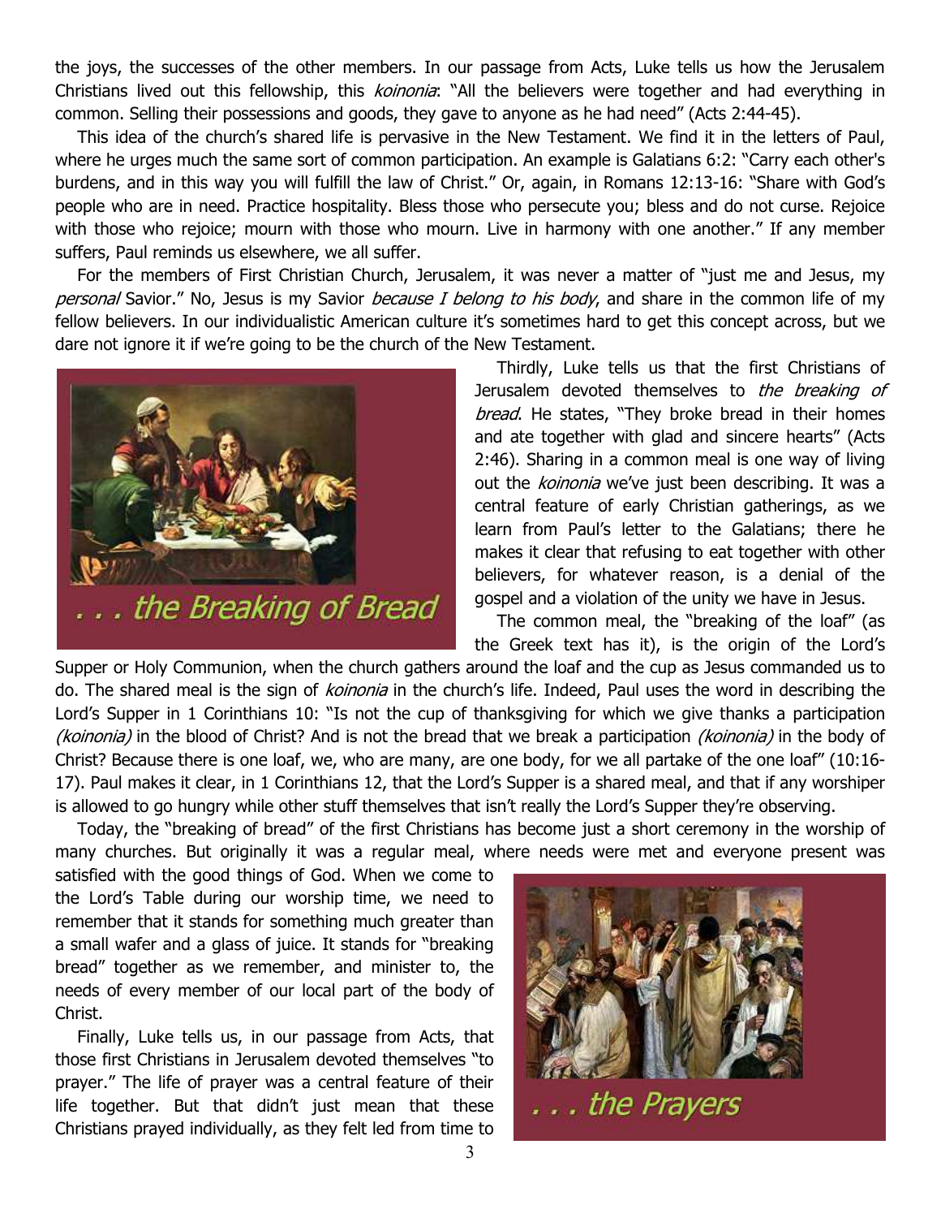the joys, the successes of the other members. In our passage from Acts, Luke tells us how the Jerusalem Christians lived out this fellowship, this *koinonia*: "All the believers were together and had everything in common. Selling their possessions and goods, they gave to anyone as he had need" (Acts 2:44-45).

This idea of the church's shared life is pervasive in the New Testament. We find it in the letters of Paul, where he urges much the same sort of common participation. An example is Galatians 6:2: "Carry each other's burdens, and in this way you will fulfill the law of Christ." Or, again, in Romans 12:13-16: "Share with God's people who are in need. Practice hospitality. Bless those who persecute you; bless and do not curse. Rejoice with those who rejoice; mourn with those who mourn. Live in harmony with one another." If any member suffers, Paul reminds us elsewhere, we all suffer.

For the members of First Christian Church, Jerusalem, it was never a matter of "just me and Jesus, my *personal* Savior." No, Jesus is my Savior *because I belong to his body*, and share in the common life of my fellow believers. In our individualistic American culture it's sometimes hard to get this concept across, but we dare not ignore it if we're going to be the church of the New Testament.

. . . the Breaking of Bread

Thirdly, Luke tells us that the first Christians of Jerusalem devoted themselves to *the breaking of bread*. He states, "They broke bread in their homes and ate together with glad and sincere hearts" (Acts 2:46). Sharing in a common meal is one way of living out the *koinonia* we've just been describing. It was a central feature of early Christian gatherings, as we learn from Paul's letter to the Galatians; there he makes it clear that refusing to eat together with other believers, for whatever reason, is a denial of the gospel and a violation of the unity we have in Jesus.

The common meal, the "breaking of the loaf" (as the Greek text has it), is the origin of the Lord's Supper or Holy Communion, when the church gathers around the loaf and the cup as Jesus commanded us to do. The shared meal is the sign of *koinonia* in the church's life. Indeed, Paul uses the word in describing the Lord's Supper in 1 Corinthians 10: "Is not the cup of thanksgiving for which we give thanks a participation *(koinonia)* in the blood of Christ? And is not the bread that we break a participation *(koinonia)* in the body of Christ? Because there is one loaf, we, who are many, are one body, for we all partake of the one loaf" (10:16-17). Paul makes it clear, in 1 Corinthians 12, that the Lord's Supper is a shared meal, and that if any worshiper is allowed to go hungry while other stuff themselves that isn't really the Lord's Supper they're observing.

Today, the "breaking of bread" of the first Christians has become just a short ceremony in the worship of many churches. But originally it was a regular meal, where needs were met and everyone present was satisfied with the good things of God. When we come to the Lord's Table during our worship time, we need to remember that it stands for something much greater than a small wafer and a glass of juice. It stands for "breaking bread" together as we remember, and minister to, the needs of every member of our local part of the body of Christ.

. . . the Prayers

Finally, Luke tells us, in our passage from Acts, that those first Christians in Jerusalem devoted themselves "to prayer." The life of prayer was a central feature of their life together. But that didn't just mean that these Christians prayed individually, as they felt led from time to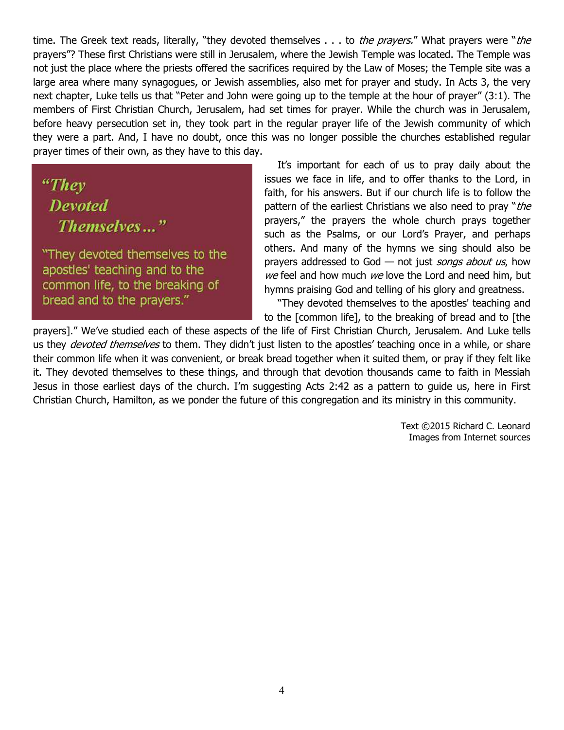time. The Greek text reads, literally, "they devoted themselves . . . to *the prayers.*" What prayers were "*the* prayers"? These first Christians were still in Jerusalem, where the Jewish Temple was located. The Temple was not just the place where the priests offered the sacrifices required by the Law of Moses; the Temple site was a large area where many synagogues, or Jewish assemblies, also met for prayer and study. In Acts 3, the very next chapter, Luke tells us that "Peter and John were going up to the temple at the hour of prayer" (3:1). The members of First Christian Church, Jerusalem, had set times for prayer. While the church was in Jerusalem, before heavy persecution set in, they took part in the regular prayer life of the Jewish community of which they were a part. And, I have no doubt, once this was no longer possible the churches established regular prayer times of their own, as they have to this day.

***"They Devoted Themselves..."***

"They devoted themselves to the apostles' teaching and to the common life, to the breaking of bread and to the prayers."

It's important for each of us to pray daily about the issues we face in life, and to offer thanks to the Lord, in faith, for his answers. But if our church life is to follow the pattern of the earliest Christians we also need to pray "*the* prayers," the prayers the whole church prays together such as the Psalms, or our Lord's Prayer, and perhaps others. And many of the hymns we sing should also be prayers addressed to God — not just *songs about us*, how *we* feel and how much *we* love the Lord and need him, but hymns praising God and telling of his glory and greatness.

"They devoted themselves to the apostles' teaching and to the [common life], to the breaking of bread and to [the prayers]." We've studied each of these aspects of the life of First Christian Church, Jerusalem. And Luke tells us they *devoted themselves* to them. They didn't just listen to the apostles' teaching once in a while, or share their common life when it was convenient, or break bread together when it suited them, or pray if they felt like it. They devoted themselves to these things, and through that devotion thousands came to faith in Messiah Jesus in those earliest days of the church. I'm suggesting Acts 2:42 as a pattern to guide us, here in First Christian Church, Hamilton, as we ponder the future of this congregation and its ministry in this community.

Text ©2015 Richard C. Leonard
Images from Internet sources